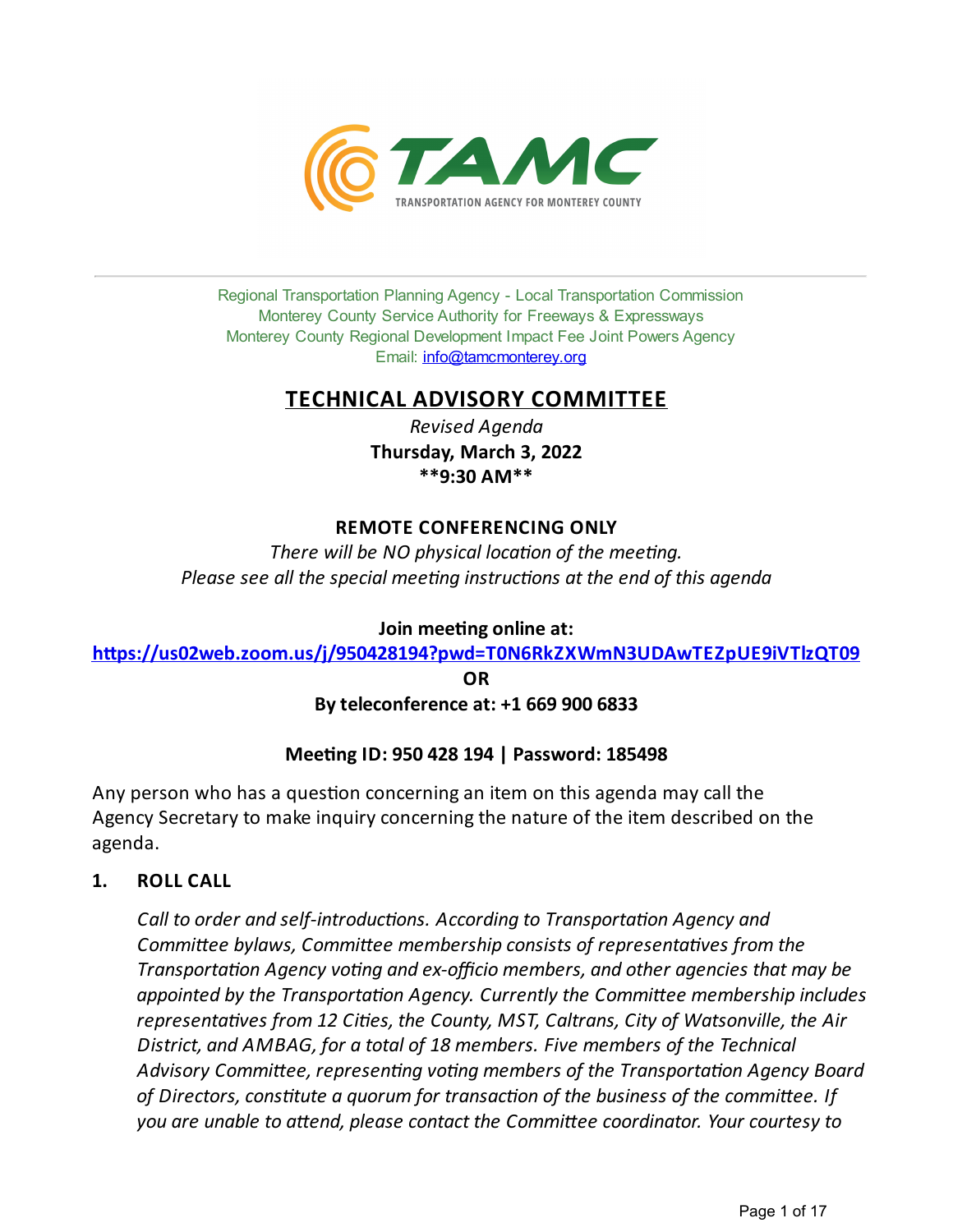TAMC
TRANSPORTATION AGENCY FOR MONTEREY COUNTY

Regional Transportation Planning Agency - Local Transportation Commission
Monterey County Service Authority for Freeways & Expressways
Monterey County Regional Development Impact Fee Joint Powers Agency
Email: info@tamcmonterey.org

# TECHNICAL ADVISORY COMMITTEE

*Revised Agenda*

**Thursday, March 3, 2022**

****9:30 AM****

**REMOTE CONFERENCING ONLY**

*There will be NO physical location of the meeting.*
*Please see all the special meeting instructions at the end of this agenda*

**Join meeting online at:**

**https://us02web.zoom.us/j/950428194?pwd=T0N6RkZXWmN3UDAwTEZpUE9iVTlzQT09**

**OR**

**By teleconference at: +1 669 900 6833**

**Meeting ID: 950 428 194 | Password: 185498**

Any person who has a question concerning an item on this agenda may call the Agency Secretary to make inquiry concerning the nature of the item described on the agenda.

**1. ROLL CALL**

*Call to order and self-introductions. According to Transportation Agency and Committee bylaws, Committee membership consists of representatives from the Transportation Agency voting and ex-officio members, and other agencies that may be appointed by the Transportation Agency. Currently the Committee membership includes representatives from 12 Cities, the County, MST, Caltrans, City of Watsonville, the Air District, and AMBAG, for a total of 18 members. Five members of the Technical Advisory Committee, representing voting members of the Transportation Agency Board of Directors, constitute a quorum for transaction of the business of the committee. If you are unable to attend, please contact the Committee coordinator. Your courtesy to*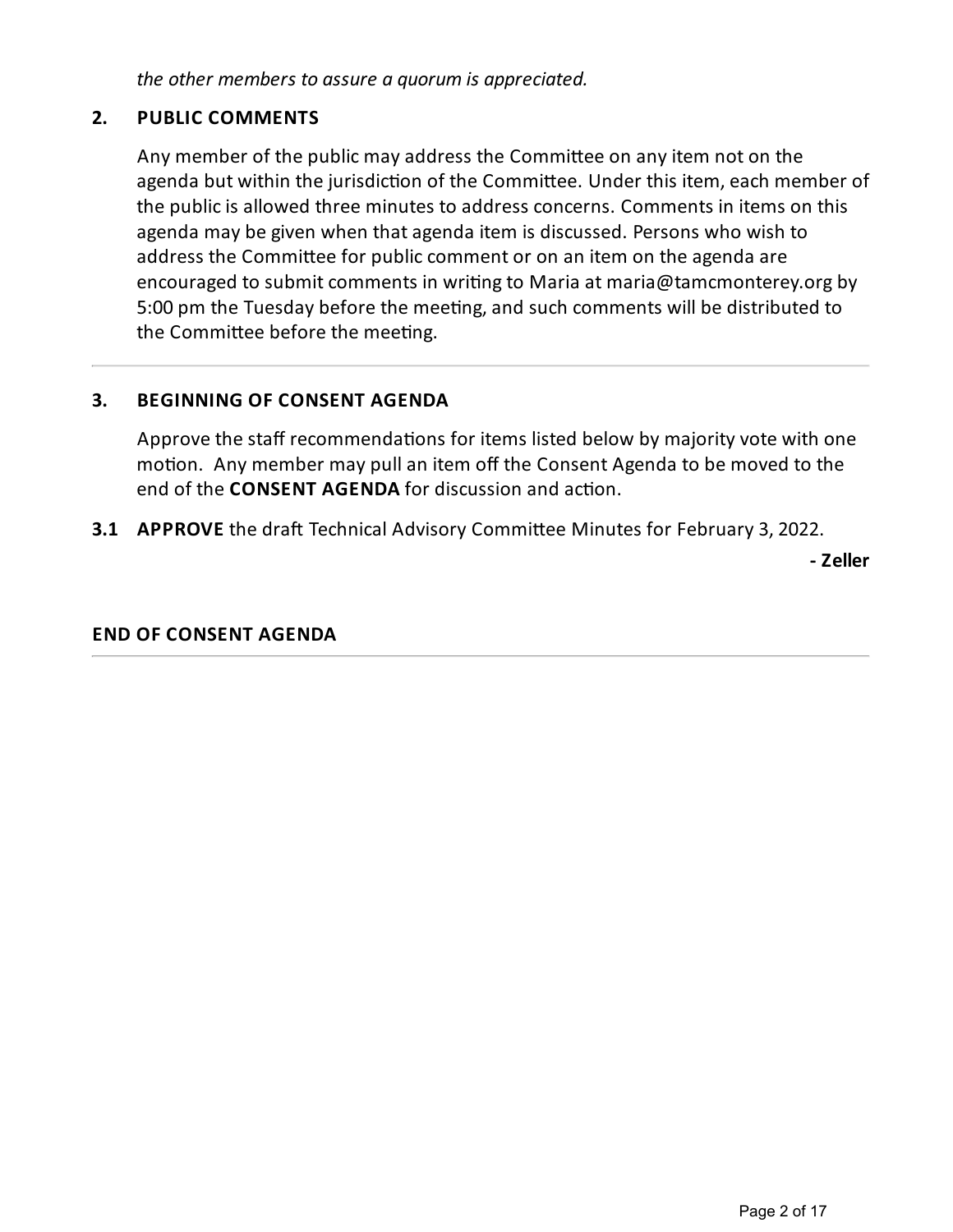*the other members to assure a quorum is appreciated.*

## 2. PUBLIC COMMENTS

Any member of the public may address the Committee on any item not on the agenda but within the jurisdiction of the Committee. Under this item, each member of the public is allowed three minutes to address concerns. Comments in items on this agenda may be given when that agenda item is discussed. Persons who wish to address the Committee for public comment or on an item on the agenda are encouraged to submit comments in writing to Maria at maria@tamcmonterey.org by 5:00 pm the Tuesday before the meeting, and such comments will be distributed to the Committee before the meeting.

---

## 3. BEGINNING OF CONSENT AGENDA

Approve the staff recommendations for items listed below by majority vote with one motion. Any member may pull an item off the Consent Agenda to be moved to the end of the **CONSENT AGENDA** for discussion and action.

**3.1 APPROVE** the draft Technical Advisory Committee Minutes for February 3, 2022.

**- Zeller**

## END OF CONSENT AGENDA

---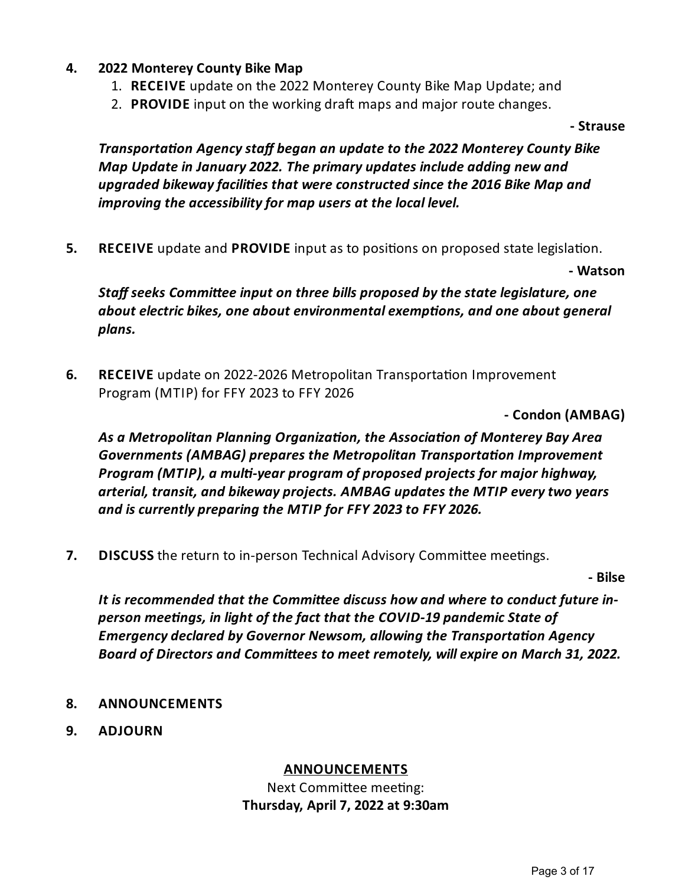4. **2022 Monterey County Bike Map**
   1. **RECEIVE** update on the 2022 Monterey County Bike Map Update; and
   2. **PROVIDE** input on the working draft maps and major route changes.

   **- Strause**

   ***Transportation Agency staff began an update to the 2022 Monterey County Bike Map Update in January 2022. The primary updates include adding new and upgraded bikeway facilities that were constructed since the 2016 Bike Map and improving the accessibility for map users at the local level.***

5. **RECEIVE** update and **PROVIDE** input as to positions on proposed state legislation.

   **- Watson**

   ***Staff seeks Committee input on three bills proposed by the state legislature, one about electric bikes, one about environmental exemptions, and one about general plans.***

6. **RECEIVE** update on 2022-2026 Metropolitan Transportation Improvement Program (MTIP) for FFY 2023 to FFY 2026

   **- Condon (AMBAG)**

   ***As a Metropolitan Planning Organization, the Association of Monterey Bay Area Governments (AMBAG) prepares the Metropolitan Transportation Improvement Program (MTIP), a multi-year program of proposed projects for major highway, arterial, transit, and bikeway projects. AMBAG updates the MTIP every two years and is currently preparing the MTIP for FFY 2023 to FFY 2026.***

7. **DISCUSS** the return to in-person Technical Advisory Committee meetings.

   **- Bilse**

   ***It is recommended that the Committee discuss how and where to conduct future in-person meetings, in light of the fact that the COVID-19 pandemic State of Emergency declared by Governor Newsom, allowing the Transportation Agency Board of Directors and Committees to meet remotely, will expire on March 31, 2022.***

8. **ANNOUNCEMENTS**

9. **ADJOURN**

## ANNOUNCEMENTS

Next Committee meeting:
**Thursday, April 7, 2022 at 9:30am**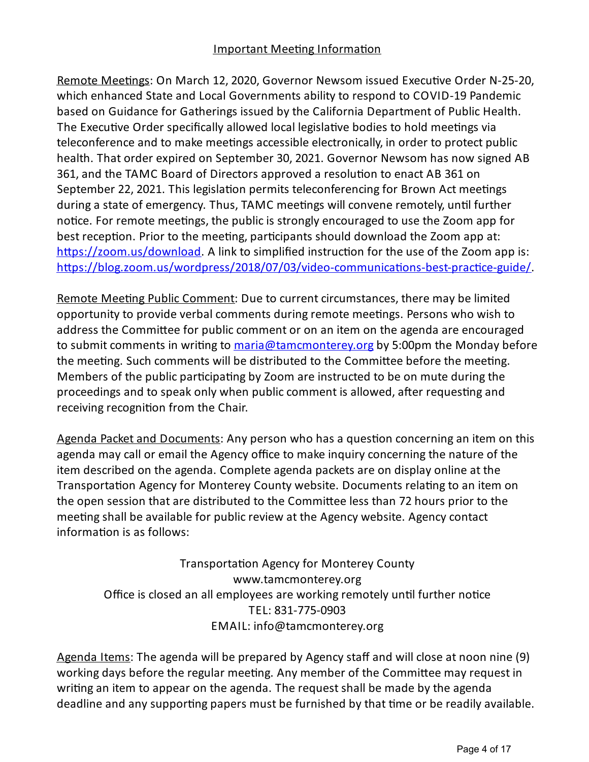## Important Meeting Information

Remote Meetings: On March 12, 2020, Governor Newsom issued Executive Order N-25-20, which enhanced State and Local Governments ability to respond to COVID-19 Pandemic based on Guidance for Gatherings issued by the California Department of Public Health. The Executive Order specifically allowed local legislative bodies to hold meetings via teleconference and to make meetings accessible electronically, in order to protect public health. That order expired on September 30, 2021. Governor Newsom has now signed AB 361, and the TAMC Board of Directors approved a resolution to enact AB 361 on September 22, 2021. This legislation permits teleconferencing for Brown Act meetings during a state of emergency. Thus, TAMC meetings will convene remotely, until further notice. For remote meetings, the public is strongly encouraged to use the Zoom app for best reception. Prior to the meeting, participants should download the Zoom app at: https://zoom.us/download. A link to simplified instruction for the use of the Zoom app is: https://blog.zoom.us/wordpress/2018/07/03/video-communications-best-practice-guide/.

Remote Meeting Public Comment: Due to current circumstances, there may be limited opportunity to provide verbal comments during remote meetings. Persons who wish to address the Committee for public comment or on an item on the agenda are encouraged to submit comments in writing to maria@tamcmonterey.org by 5:00pm the Monday before the meeting. Such comments will be distributed to the Committee before the meeting. Members of the public participating by Zoom are instructed to be on mute during the proceedings and to speak only when public comment is allowed, after requesting and receiving recognition from the Chair.

Agenda Packet and Documents: Any person who has a question concerning an item on this agenda may call or email the Agency office to make inquiry concerning the nature of the item described on the agenda. Complete agenda packets are on display online at the Transportation Agency for Monterey County website. Documents relating to an item on the open session that are distributed to the Committee less than 72 hours prior to the meeting shall be available for public review at the Agency website. Agency contact information is as follows:

Transportation Agency for Monterey County
www.tamcmonterey.org
Office is closed an all employees are working remotely until further notice
TEL: 831-775-0903
EMAIL: info@tamcmonterey.org

Agenda Items: The agenda will be prepared by Agency staff and will close at noon nine (9) working days before the regular meeting. Any member of the Committee may request in writing an item to appear on the agenda. The request shall be made by the agenda deadline and any supporting papers must be furnished by that time or be readily available.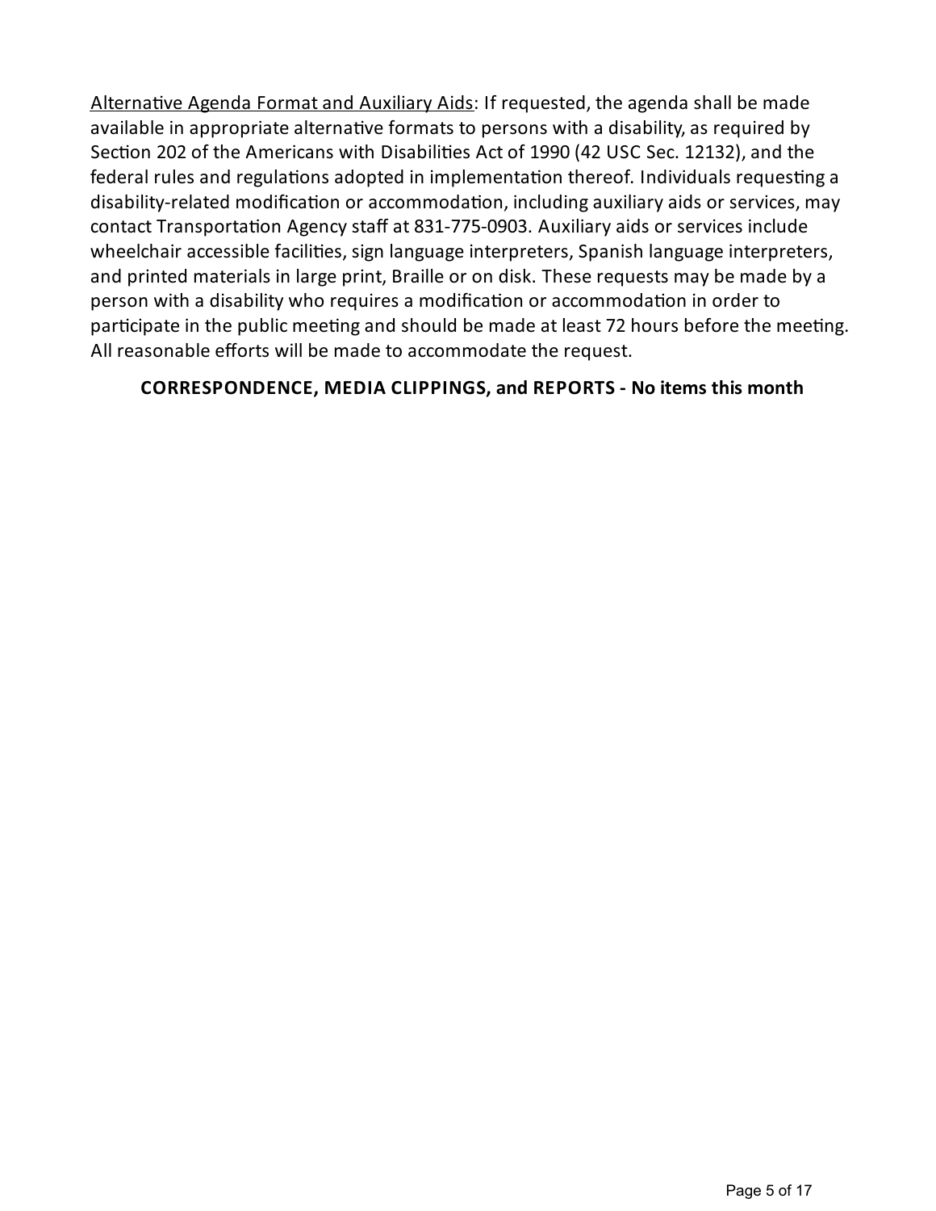<u>Alternative Agenda Format and Auxiliary Aids</u>: If requested, the agenda shall be made available in appropriate alternative formats to persons with a disability, as required by Section 202 of the Americans with Disabilities Act of 1990 (42 USC Sec. 12132), and the federal rules and regulations adopted in implementation thereof. Individuals requesting a disability-related modification or accommodation, including auxiliary aids or services, may contact Transportation Agency staff at 831-775-0903. Auxiliary aids or services include wheelchair accessible facilities, sign language interpreters, Spanish language interpreters, and printed materials in large print, Braille or on disk. These requests may be made by a person with a disability who requires a modification or accommodation in order to participate in the public meeting and should be made at least 72 hours before the meeting. All reasonable efforts will be made to accommodate the request.

**CORRESPONDENCE, MEDIA CLIPPINGS, and REPORTS - No items this month**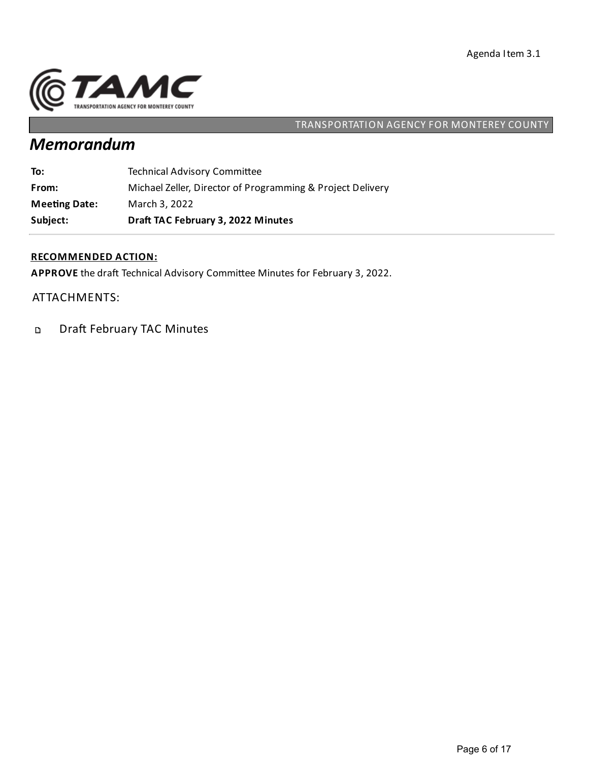Agenda Item 3.1

TRANSPORTATION AGENCY FOR MONTEREY COUNTY

# *Memorandum*

| | |
|---|---|
| **To:** | Technical Advisory Committee |
| **From:** | Michael Zeller, Director of Programming & Project Delivery |
| **Meeting Date:** | March 3, 2022 |
| **Subject:** | **Draft TAC February 3, 2022 Minutes** |

**RECOMMENDED ACTION:**

**APPROVE** the draft Technical Advisory Committee Minutes for February 3, 2022.

ATTACHMENTS:

- Draft February TAC Minutes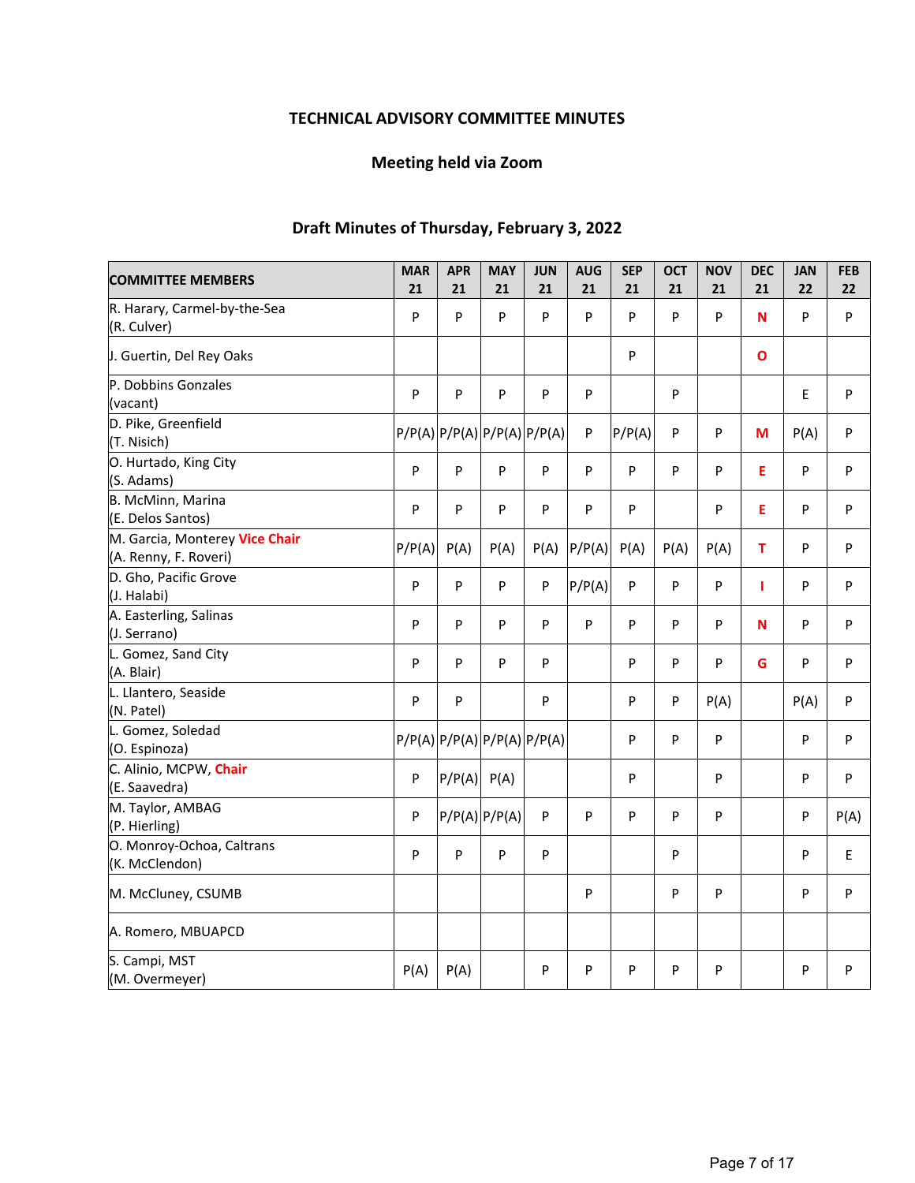**TECHNICAL ADVISORY COMMITTEE MINUTES**

**Meeting held via Zoom**

**Draft Minutes of Thursday, February 3, 2022**

| COMMITTEE MEMBERS | MAR 21 | APR 21 | MAY 21 | JUN 21 | AUG 21 | SEP 21 | OCT 21 | NOV 21 | DEC 21 | JAN 22 | FEB 22 |
|---|---|---|---|---|---|---|---|---|---|---|---|
| R. Harary, Carmel-by-the-Sea (R. Culver) | P | P | P | P | P | P | P | P | N | P | P |
| J. Guertin, Del Rey Oaks | | | | | | P | | | O | | |
| P. Dobbins Gonzales (vacant) | P | P | P | P | P | | P | | | E | P |
| D. Pike, Greenfield (T. Nisich) | P/P(A) | P/P(A) | P/P(A) | P/P(A) | P | P/P(A) | P | P | M | P(A) | P |
| O. Hurtado, King City (S. Adams) | P | P | P | P | P | P | P | P | E | P | P |
| B. McMinn, Marina (E. Delos Santos) | P | P | P | P | P | P | | P | E | P | P |
| M. Garcia, Monterey **Vice Chair** (A. Renny, F. Roveri) | P/P(A) | P(A) | P(A) | P(A) | P/P(A) | P(A) | P(A) | P(A) | T | P | P |
| D. Gho, Pacific Grove (J. Halabi) | P | P | P | P | P/P(A) | P | P | P | I | P | P |
| A. Easterling, Salinas (J. Serrano) | P | P | P | P | P | P | P | P | N | P | P |
| L. Gomez, Sand City (A. Blair) | P | P | P | P | | P | P | P | G | P | P |
| L. Llantero, Seaside (N. Patel) | P | P | | P | | P | P | P(A) | | P(A) | P |
| L. Gomez, Soledad (O. Espinoza) | P/P(A) | P/P(A) | P/P(A) | P/P(A) | | P | P | P | | P | P |
| C. Alinio, MCPW, **Chair** (E. Saavedra) | P | P/P(A) | P(A) | | | P | | P | | P | P |
| M. Taylor, AMBAG (P. Hierling) | P | P/P(A) | P/P(A) | P | P | P | P | P | | P | P(A) |
| O. Monroy-Ochoa, Caltrans (K. McClendon) | P | P | P | P | | | P | | | P | E |
| M. McCluney, CSUMB | | | | | P | | P | P | | P | P |
| A. Romero, MBUAPCD | | | | | | | | | | | |
| S. Campi, MST (M. Overmeyer) | P(A) | P(A) | | P | P | P | P | P | | P | P |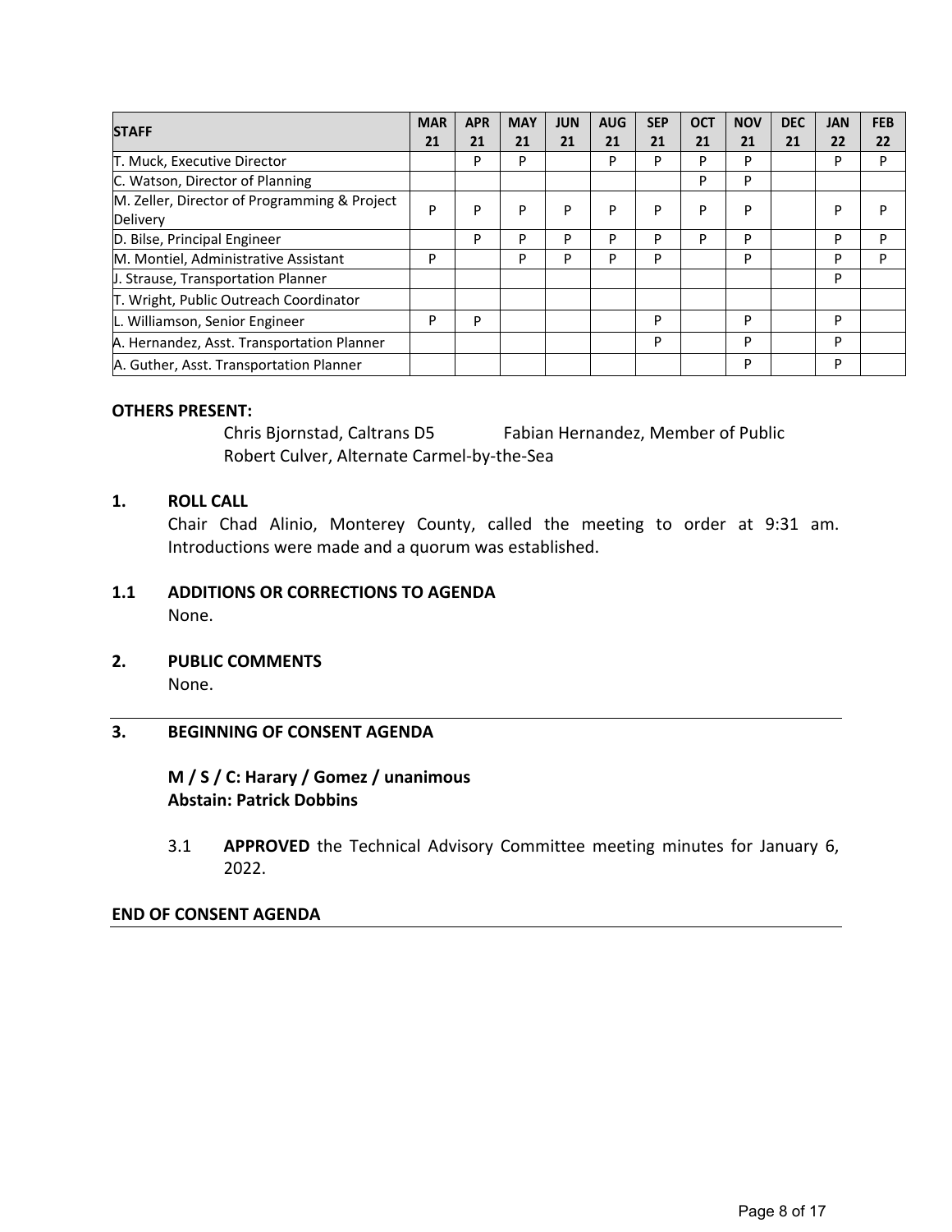| STAFF | MAR 21 | APR 21 | MAY 21 | JUN 21 | AUG 21 | SEP 21 | OCT 21 | NOV 21 | DEC 21 | JAN 22 | FEB 22 |
|---|---|---|---|---|---|---|---|---|---|---|---|
| T. Muck, Executive Director | | P | P | | P | P | P | P | | P | P |
| C. Watson, Director of Planning | | | | | | | P | P | | | |
| M. Zeller, Director of Programming & Project Delivery | P | P | P | P | P | P | P | P | | P | P |
| D. Bilse, Principal Engineer | | P | P | P | P | P | P | P | | P | P |
| M. Montiel, Administrative Assistant | P | | P | P | P | P | | P | | P | P |
| J. Strause, Transportation Planner | | | | | | | | | | P | |
| T. Wright, Public Outreach Coordinator | | | | | | | | | | | |
| L. Williamson, Senior Engineer | P | P | | | | P | | P | | P | |
| A. Hernandez, Asst. Transportation Planner | | | | | | P | | P | | P | |
| A. Guther, Asst. Transportation Planner | | | | | | | | P | | P | |

**OTHERS PRESENT:**

Chris Bjornstad, Caltrans D5
Fabian Hernandez, Member of Public
Robert Culver, Alternate Carmel-by-the-Sea

**1. ROLL CALL**

Chair Chad Alinio, Monterey County, called the meeting to order at 9:31 am. Introductions were made and a quorum was established.

**1.1 ADDITIONS OR CORRECTIONS TO AGENDA**

None.

**2. PUBLIC COMMENTS**

None.

**3. BEGINNING OF CONSENT AGENDA**

**M / S / C: Harary / Gomez / unanimous**
**Abstain: Patrick Dobbins**

3.1 **APPROVED** the Technical Advisory Committee meeting minutes for January 6, 2022.

**END OF CONSENT AGENDA**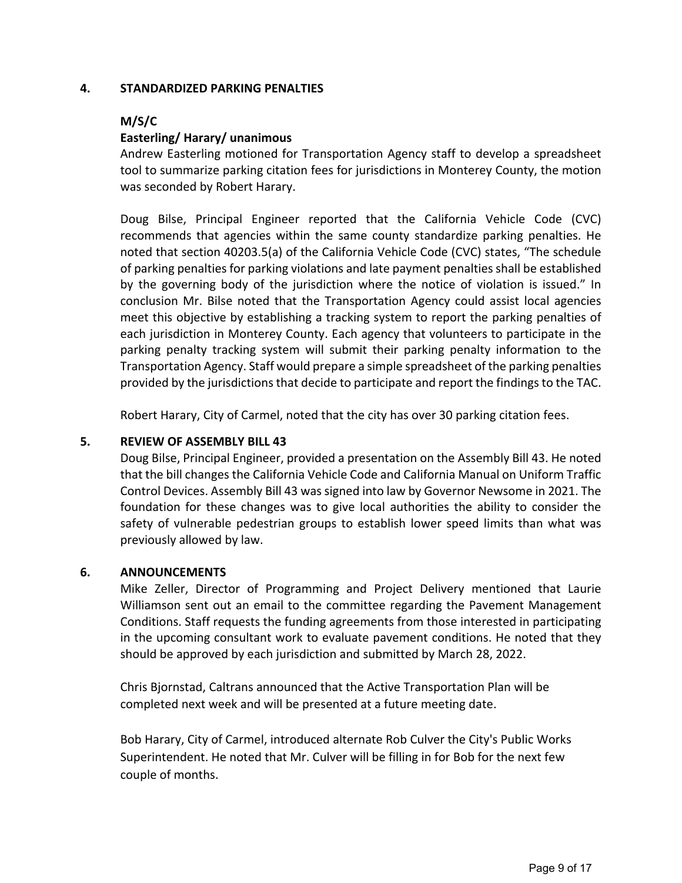## 4. STANDARDIZED PARKING PENALTIES

**M/S/C**

**Easterling/ Harary/ unanimous**

Andrew Easterling motioned for Transportation Agency staff to develop a spreadsheet tool to summarize parking citation fees for jurisdictions in Monterey County, the motion was seconded by Robert Harary.

Doug Bilse, Principal Engineer reported that the California Vehicle Code (CVC) recommends that agencies within the same county standardize parking penalties. He noted that section 40203.5(a) of the California Vehicle Code (CVC) states, "The schedule of parking penalties for parking violations and late payment penalties shall be established by the governing body of the jurisdiction where the notice of violation is issued." In conclusion Mr. Bilse noted that the Transportation Agency could assist local agencies meet this objective by establishing a tracking system to report the parking penalties of each jurisdiction in Monterey County. Each agency that volunteers to participate in the parking penalty tracking system will submit their parking penalty information to the Transportation Agency. Staff would prepare a simple spreadsheet of the parking penalties provided by the jurisdictions that decide to participate and report the findings to the TAC.

Robert Harary, City of Carmel, noted that the city has over 30 parking citation fees.

## 5. REVIEW OF ASSEMBLY BILL 43

Doug Bilse, Principal Engineer, provided a presentation on the Assembly Bill 43. He noted that the bill changes the California Vehicle Code and California Manual on Uniform Traffic Control Devices. Assembly Bill 43 was signed into law by Governor Newsome in 2021. The foundation for these changes was to give local authorities the ability to consider the safety of vulnerable pedestrian groups to establish lower speed limits than what was previously allowed by law.

## 6. ANNOUNCEMENTS

Mike Zeller, Director of Programming and Project Delivery mentioned that Laurie Williamson sent out an email to the committee regarding the Pavement Management Conditions. Staff requests the funding agreements from those interested in participating in the upcoming consultant work to evaluate pavement conditions. He noted that they should be approved by each jurisdiction and submitted by March 28, 2022.

Chris Bjornstad, Caltrans announced that the Active Transportation Plan will be completed next week and will be presented at a future meeting date.

Bob Harary, City of Carmel, introduced alternate Rob Culver the City's Public Works Superintendent. He noted that Mr. Culver will be filling in for Bob for the next few couple of months.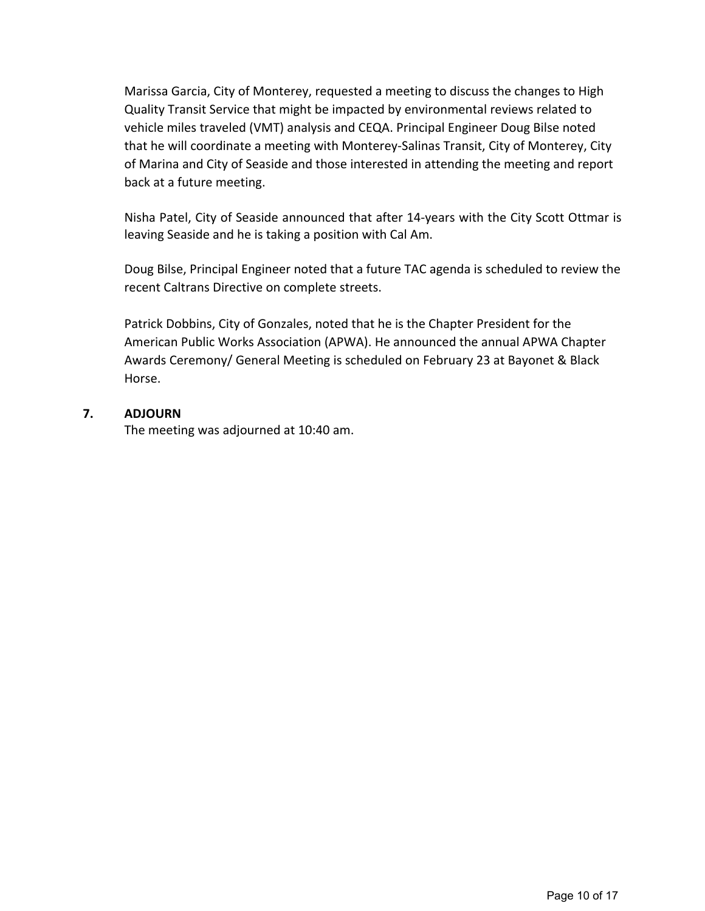Marissa Garcia, City of Monterey, requested a meeting to discuss the changes to High Quality Transit Service that might be impacted by environmental reviews related to vehicle miles traveled (VMT) analysis and CEQA. Principal Engineer Doug Bilse noted that he will coordinate a meeting with Monterey-Salinas Transit, City of Monterey, City of Marina and City of Seaside and those interested in attending the meeting and report back at a future meeting.

Nisha Patel, City of Seaside announced that after 14-years with the City Scott Ottmar is leaving Seaside and he is taking a position with Cal Am.

Doug Bilse, Principal Engineer noted that a future TAC agenda is scheduled to review the recent Caltrans Directive on complete streets.

Patrick Dobbins, City of Gonzales, noted that he is the Chapter President for the American Public Works Association (APWA). He announced the annual APWA Chapter Awards Ceremony/ General Meeting is scheduled on February 23 at Bayonet & Black Horse.

**7. ADJOURN**

The meeting was adjourned at 10:40 am.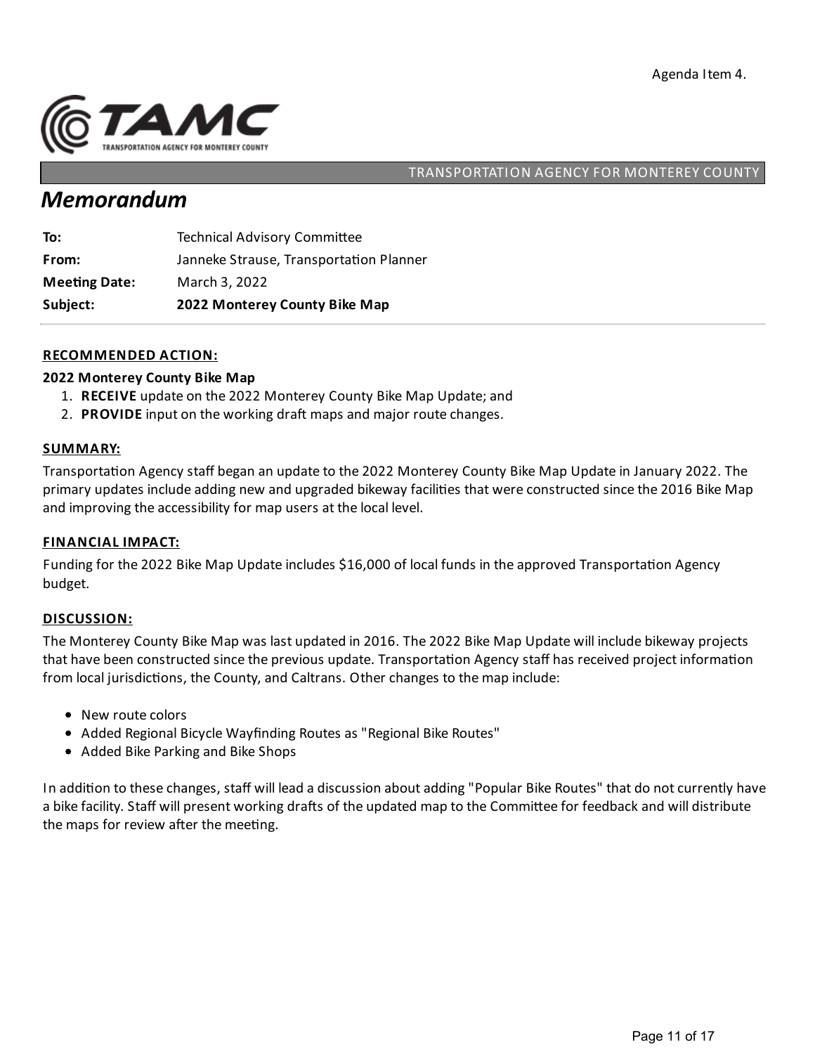Agenda Item 4.

TRANSPORTATION AGENCY FOR MONTEREY COUNTY

# *Memorandum*

| | |
|---|---|
| **To:** | Technical Advisory Committee |
| **From:** | Janneke Strause, Transportation Planner |
| **Meeting Date:** | March 3, 2022 |
| **Subject:** | **2022 Monterey County Bike Map** |

## RECOMMENDED ACTION:

**2022 Monterey County Bike Map**

1. **RECEIVE** update on the 2022 Monterey County Bike Map Update; and
2. **PROVIDE** input on the working draft maps and major route changes.

## SUMMARY:

Transportation Agency staff began an update to the 2022 Monterey County Bike Map Update in January 2022. The primary updates include adding new and upgraded bikeway facilities that were constructed since the 2016 Bike Map and improving the accessibility for map users at the local level.

## FINANCIAL IMPACT:

Funding for the 2022 Bike Map Update includes $16,000 of local funds in the approved Transportation Agency budget.

## DISCUSSION:

The Monterey County Bike Map was last updated in 2016. The 2022 Bike Map Update will include bikeway projects that have been constructed since the previous update. Transportation Agency staff has received project information from local jurisdictions, the County, and Caltrans. Other changes to the map include:

- New route colors
- Added Regional Bicycle Wayfinding Routes as "Regional Bike Routes"
- Added Bike Parking and Bike Shops

In addition to these changes, staff will lead a discussion about adding "Popular Bike Routes" that do not currently have a bike facility. Staff will present working drafts of the updated map to the Committee for feedback and will distribute the maps for review after the meeting.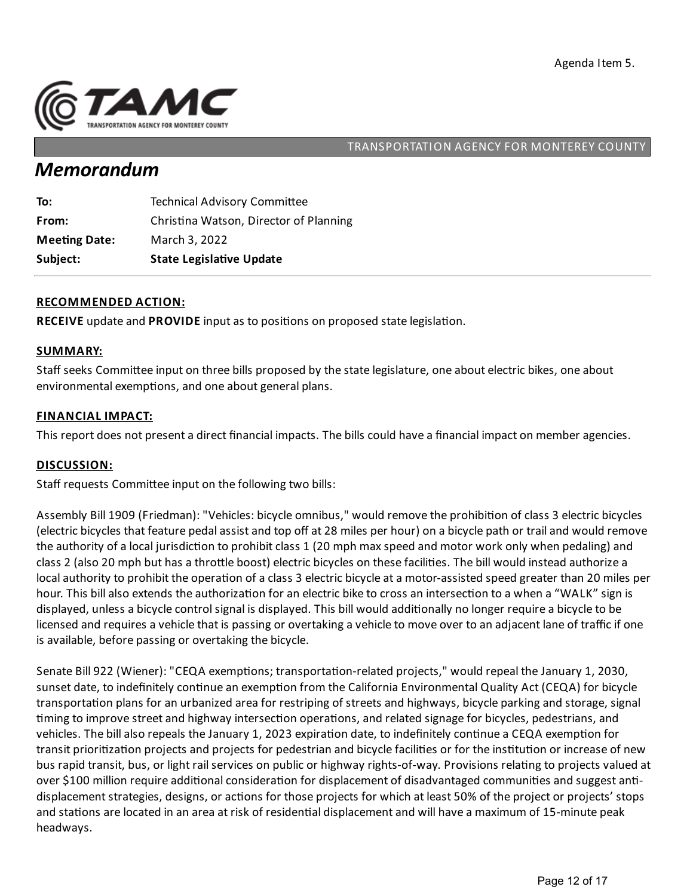Agenda Item 5.

TAMC
TRANSPORTATION AGENCY FOR MONTEREY COUNTY

TRANSPORTATION AGENCY FOR MONTEREY COUNTY

# *Memorandum*

| | |
|---|---|
| **To:** | Technical Advisory Committee |
| **From:** | Christina Watson, Director of Planning |
| **Meeting Date:** | March 3, 2022 |
| **Subject:** | **State Legislative Update** |

## RECOMMENDED ACTION:

**RECEIVE** update and **PROVIDE** input as to positions on proposed state legislation.

## SUMMARY:

Staff seeks Committee input on three bills proposed by the state legislature, one about electric bikes, one about environmental exemptions, and one about general plans.

## FINANCIAL IMPACT:

This report does not present a direct financial impacts. The bills could have a financial impact on member agencies.

## DISCUSSION:

Staff requests Committee input on the following two bills:

Assembly Bill 1909 (Friedman): "Vehicles: bicycle omnibus," would remove the prohibition of class 3 electric bicycles (electric bicycles that feature pedal assist and top off at 28 miles per hour) on a bicycle path or trail and would remove the authority of a local jurisdiction to prohibit class 1 (20 mph max speed and motor work only when pedaling) and class 2 (also 20 mph but has a throttle boost) electric bicycles on these facilities. The bill would instead authorize a local authority to prohibit the operation of a class 3 electric bicycle at a motor-assisted speed greater than 20 miles per hour. This bill also extends the authorization for an electric bike to cross an intersection to a when a "WALK" sign is displayed, unless a bicycle control signal is displayed. This bill would additionally no longer require a bicycle to be licensed and requires a vehicle that is passing or overtaking a vehicle to move over to an adjacent lane of traffic if one is available, before passing or overtaking the bicycle.

Senate Bill 922 (Wiener): "CEQA exemptions; transportation-related projects," would repeal the January 1, 2030, sunset date, to indefinitely continue an exemption from the California Environmental Quality Act (CEQA) for bicycle transportation plans for an urbanized area for restriping of streets and highways, bicycle parking and storage, signal timing to improve street and highway intersection operations, and related signage for bicycles, pedestrians, and vehicles. The bill also repeals the January 1, 2023 expiration date, to indefinitely continue a CEQA exemption for transit prioritization projects and projects for pedestrian and bicycle facilities or for the institution or increase of new bus rapid transit, bus, or light rail services on public or highway rights-of-way. Provisions relating to projects valued at over $100 million require additional consideration for displacement of disadvantaged communities and suggest anti-displacement strategies, designs, or actions for those projects for which at least 50% of the project or projects' stops and stations are located in an area at risk of residential displacement and will have a maximum of 15-minute peak headways.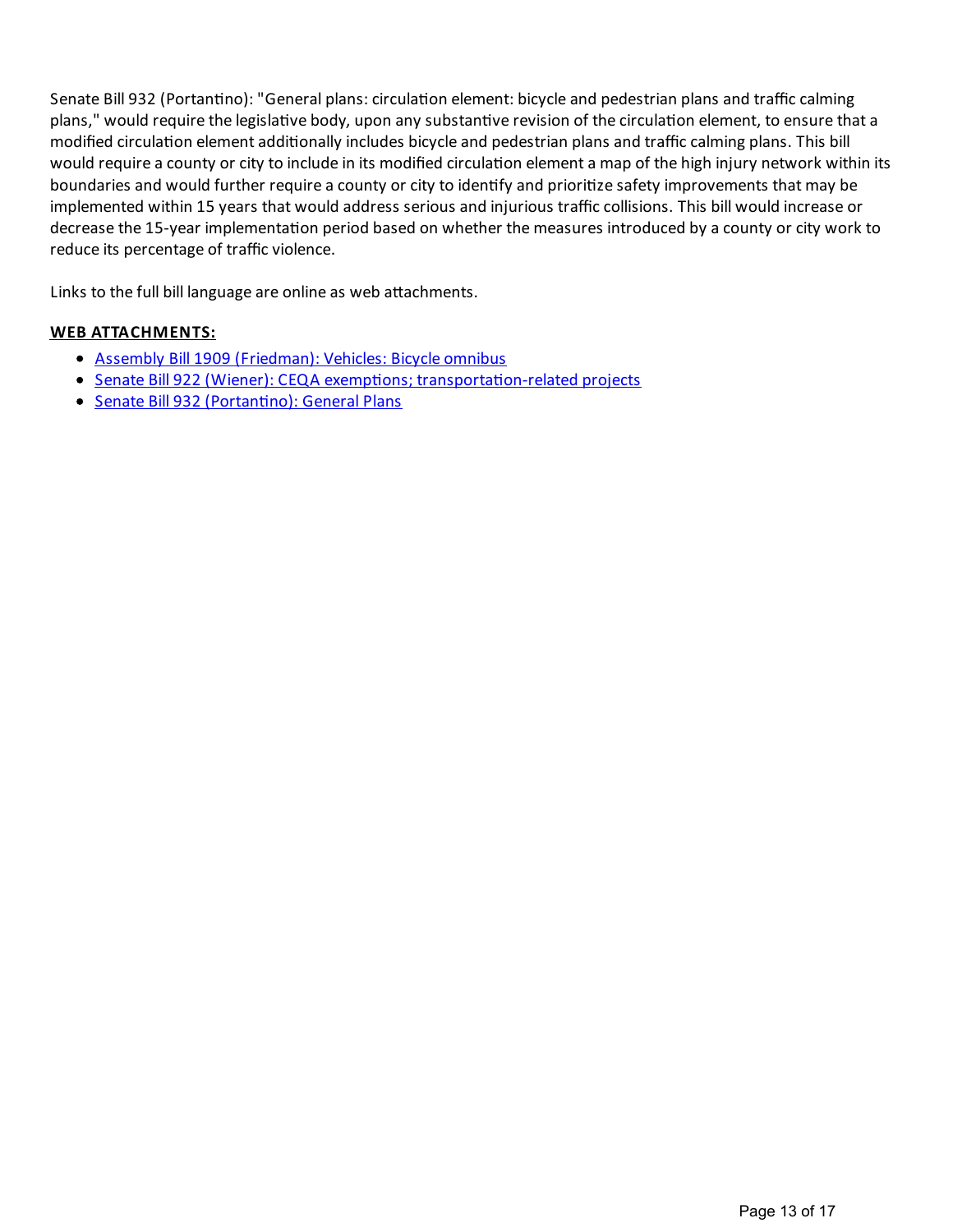Senate Bill 932 (Portantino): "General plans: circulation element: bicycle and pedestrian plans and traffic calming plans," would require the legislative body, upon any substantive revision of the circulation element, to ensure that a modified circulation element additionally includes bicycle and pedestrian plans and traffic calming plans. This bill would require a county or city to include in its modified circulation element a map of the high injury network within its boundaries and would further require a county or city to identify and prioritize safety improvements that may be implemented within 15 years that would address serious and injurious traffic collisions. This bill would increase or decrease the 15-year implementation period based on whether the measures introduced by a county or city work to reduce its percentage of traffic violence.

Links to the full bill language are online as web attachments.

**WEB ATTACHMENTS:**

- Assembly Bill 1909 (Friedman): Vehicles: Bicycle omnibus
- Senate Bill 922 (Wiener): CEQA exemptions; transportation-related projects
- Senate Bill 932 (Portantino): General Plans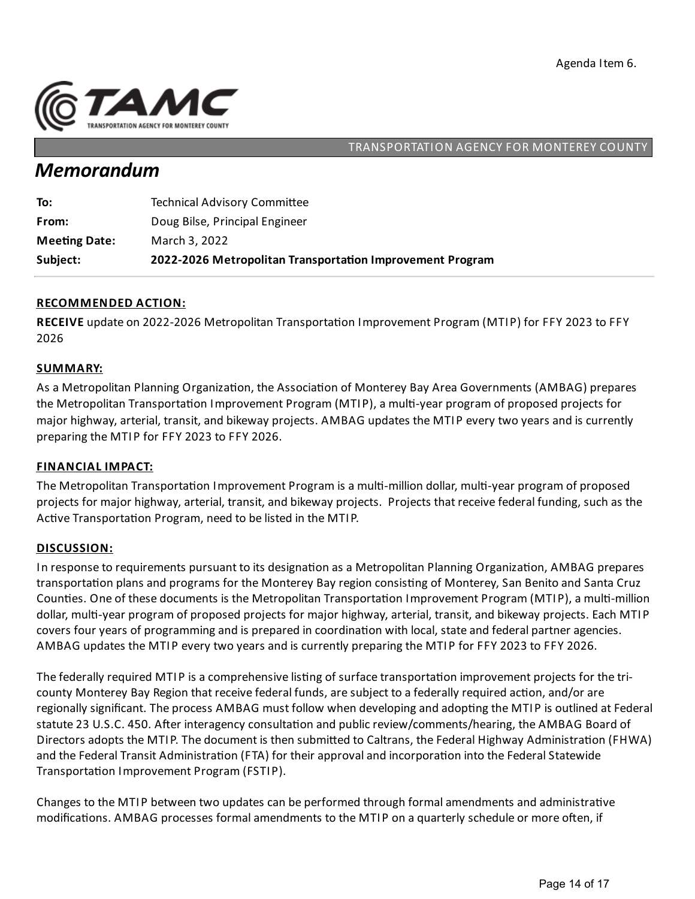Agenda Item 6.

TAMC
TRANSPORTATION AGENCY FOR MONTEREY COUNTY

TRANSPORTATION AGENCY FOR MONTEREY COUNTY

# *Memorandum*

| | |
|---|---|
| **To:** | Technical Advisory Committee |
| **From:** | Doug Bilse, Principal Engineer |
| **Meeting Date:** | March 3, 2022 |
| **Subject:** | **2022-2026 Metropolitan Transportation Improvement Program** |

## RECOMMENDED ACTION:

**RECEIVE** update on 2022-2026 Metropolitan Transportation Improvement Program (MTIP) for FFY 2023 to FFY 2026

## SUMMARY:

As a Metropolitan Planning Organization, the Association of Monterey Bay Area Governments (AMBAG) prepares the Metropolitan Transportation Improvement Program (MTIP), a multi-year program of proposed projects for major highway, arterial, transit, and bikeway projects. AMBAG updates the MTIP every two years and is currently preparing the MTIP for FFY 2023 to FFY 2026.

## FINANCIAL IMPACT:

The Metropolitan Transportation Improvement Program is a multi-million dollar, multi-year program of proposed projects for major highway, arterial, transit, and bikeway projects. Projects that receive federal funding, such as the Active Transportation Program, need to be listed in the MTIP.

## DISCUSSION:

In response to requirements pursuant to its designation as a Metropolitan Planning Organization, AMBAG prepares transportation plans and programs for the Monterey Bay region consisting of Monterey, San Benito and Santa Cruz Counties. One of these documents is the Metropolitan Transportation Improvement Program (MTIP), a multi-million dollar, multi-year program of proposed projects for major highway, arterial, transit, and bikeway projects. Each MTIP covers four years of programming and is prepared in coordination with local, state and federal partner agencies. AMBAG updates the MTIP every two years and is currently preparing the MTIP for FFY 2023 to FFY 2026.

The federally required MTIP is a comprehensive listing of surface transportation improvement projects for the tri-county Monterey Bay Region that receive federal funds, are subject to a federally required action, and/or are regionally significant. The process AMBAG must follow when developing and adopting the MTIP is outlined at Federal statute 23 U.S.C. 450. After interagency consultation and public review/comments/hearing, the AMBAG Board of Directors adopts the MTIP. The document is then submitted to Caltrans, the Federal Highway Administration (FHWA) and the Federal Transit Administration (FTA) for their approval and incorporation into the Federal Statewide Transportation Improvement Program (FSTIP).

Changes to the MTIP between two updates can be performed through formal amendments and administrative modifications. AMBAG processes formal amendments to the MTIP on a quarterly schedule or more often, if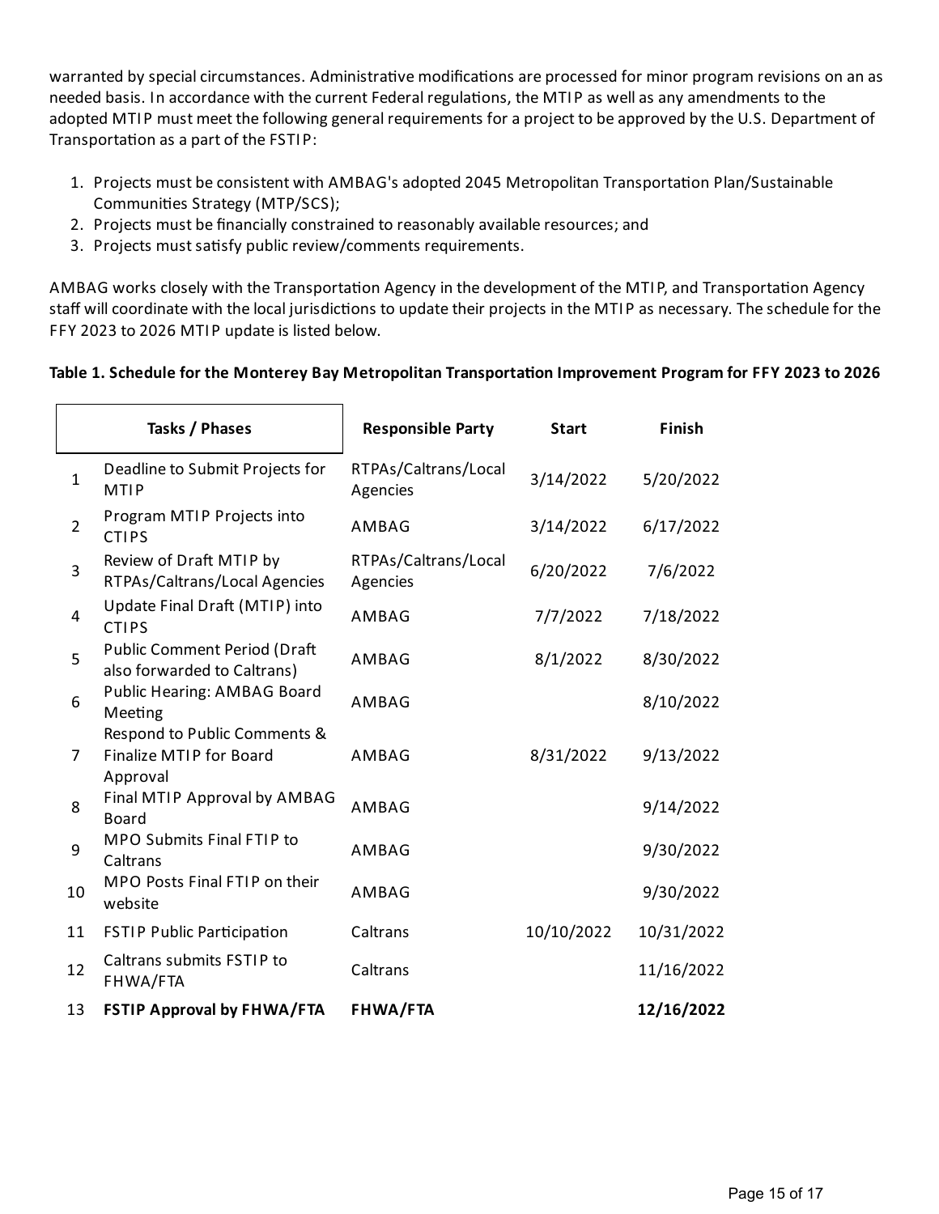warranted by special circumstances. Administrative modifications are processed for minor program revisions on an as needed basis. In accordance with the current Federal regulations, the MTIP as well as any amendments to the adopted MTIP must meet the following general requirements for a project to be approved by the U.S. Department of Transportation as a part of the FSTIP:

1. Projects must be consistent with AMBAG's adopted 2045 Metropolitan Transportation Plan/Sustainable Communities Strategy (MTP/SCS);
2. Projects must be financially constrained to reasonably available resources; and
3. Projects must satisfy public review/comments requirements.

AMBAG works closely with the Transportation Agency in the development of the MTIP, and Transportation Agency staff will coordinate with the local jurisdictions to update their projects in the MTIP as necessary. The schedule for the FFY 2023 to 2026 MTIP update is listed below.

**Table 1. Schedule for the Monterey Bay Metropolitan Transportation Improvement Program for FFY 2023 to 2026**

| | Tasks / Phases | Responsible Party | Start | Finish |
|---|---|---|---|---|
| 1 | Deadline to Submit Projects for MTIP | RTPAs/Caltrans/Local Agencies | 3/14/2022 | 5/20/2022 |
| 2 | Program MTIP Projects into CTIPS | AMBAG | 3/14/2022 | 6/17/2022 |
| 3 | Review of Draft MTIP by RTPAs/Caltrans/Local Agencies | RTPAs/Caltrans/Local Agencies | 6/20/2022 | 7/6/2022 |
| 4 | Update Final Draft (MTIP) into CTIPS | AMBAG | 7/7/2022 | 7/18/2022 |
| 5 | Public Comment Period (Draft also forwarded to Caltrans) | AMBAG | 8/1/2022 | 8/30/2022 |
| 6 | Public Hearing: AMBAG Board Meeting | AMBAG | | 8/10/2022 |
| 7 | Respond to Public Comments & Finalize MTIP for Board Approval | AMBAG | 8/31/2022 | 9/13/2022 |
| 8 | Final MTIP Approval by AMBAG Board | AMBAG | | 9/14/2022 |
| 9 | MPO Submits Final FTIP to Caltrans | AMBAG | | 9/30/2022 |
| 10 | MPO Posts Final FTIP on their website | AMBAG | | 9/30/2022 |
| 11 | FSTIP Public Participation | Caltrans | 10/10/2022 | 10/31/2022 |
| 12 | Caltrans submits FSTIP to FHWA/FTA | Caltrans | | 11/16/2022 |
| 13 | **FSTIP Approval by FHWA/FTA** | **FHWA/FTA** | | **12/16/2022** |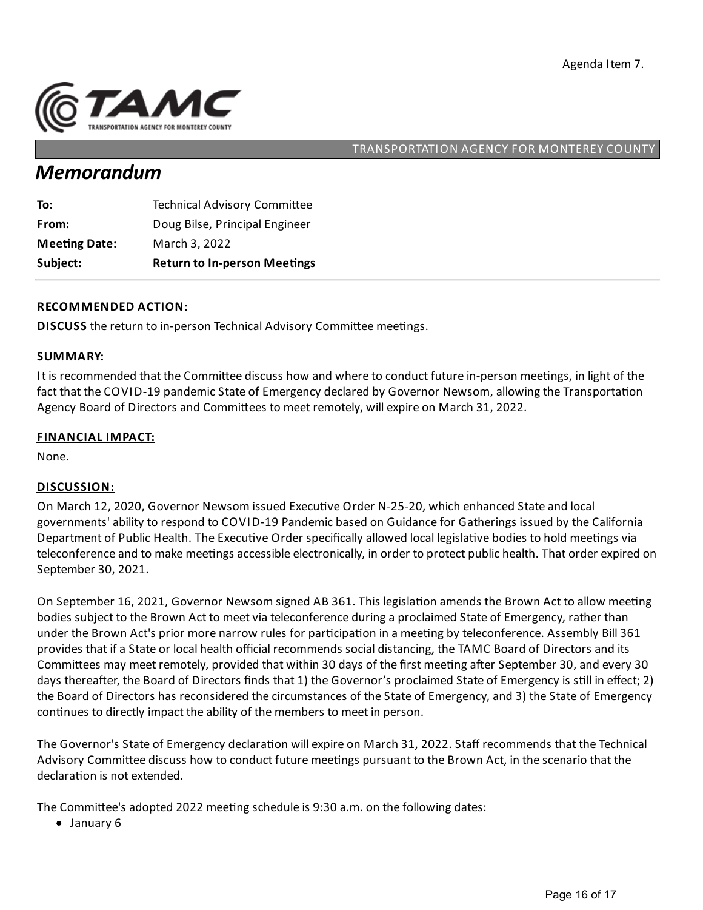Agenda Item 7.

TRANSPORTATION AGENCY FOR MONTEREY COUNTY

# *Memorandum*

| | |
|---|---|
| **To:** | Technical Advisory Committee |
| **From:** | Doug Bilse, Principal Engineer |
| **Meeting Date:** | March 3, 2022 |
| **Subject:** | **Return to In-person Meetings** |

## RECOMMENDED ACTION:

**DISCUSS** the return to in-person Technical Advisory Committee meetings.

## SUMMARY:

It is recommended that the Committee discuss how and where to conduct future in-person meetings, in light of the fact that the COVID-19 pandemic State of Emergency declared by Governor Newsom, allowing the Transportation Agency Board of Directors and Committees to meet remotely, will expire on March 31, 2022.

## FINANCIAL IMPACT:

None.

## DISCUSSION:

On March 12, 2020, Governor Newsom issued Executive Order N-25-20, which enhanced State and local governments' ability to respond to COVID-19 Pandemic based on Guidance for Gatherings issued by the California Department of Public Health. The Executive Order specifically allowed local legislative bodies to hold meetings via teleconference and to make meetings accessible electronically, in order to protect public health. That order expired on September 30, 2021.

On September 16, 2021, Governor Newsom signed AB 361. This legislation amends the Brown Act to allow meeting bodies subject to the Brown Act to meet via teleconference during a proclaimed State of Emergency, rather than under the Brown Act's prior more narrow rules for participation in a meeting by teleconference. Assembly Bill 361 provides that if a State or local health official recommends social distancing, the TAMC Board of Directors and its Committees may meet remotely, provided that within 30 days of the first meeting after September 30, and every 30 days thereafter, the Board of Directors finds that 1) the Governor's proclaimed State of Emergency is still in effect; 2) the Board of Directors has reconsidered the circumstances of the State of Emergency, and 3) the State of Emergency continues to directly impact the ability of the members to meet in person.

The Governor's State of Emergency declaration will expire on March 31, 2022. Staff recommends that the Technical Advisory Committee discuss how to conduct future meetings pursuant to the Brown Act, in the scenario that the declaration is not extended.

The Committee's adopted 2022 meeting schedule is 9:30 a.m. on the following dates:

- January 6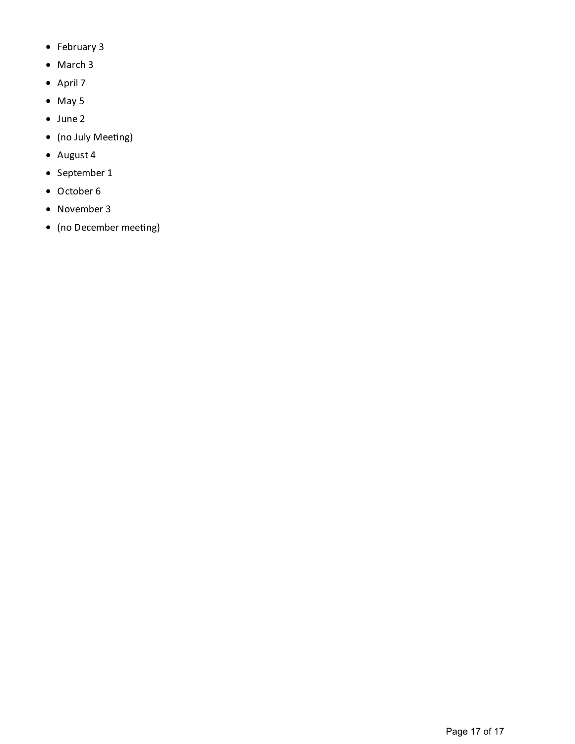- February 3
- March 3
- April 7
- May 5
- June 2
- (no July Meeting)
- August 4
- September 1
- October 6
- November 3
- (no December meeting)